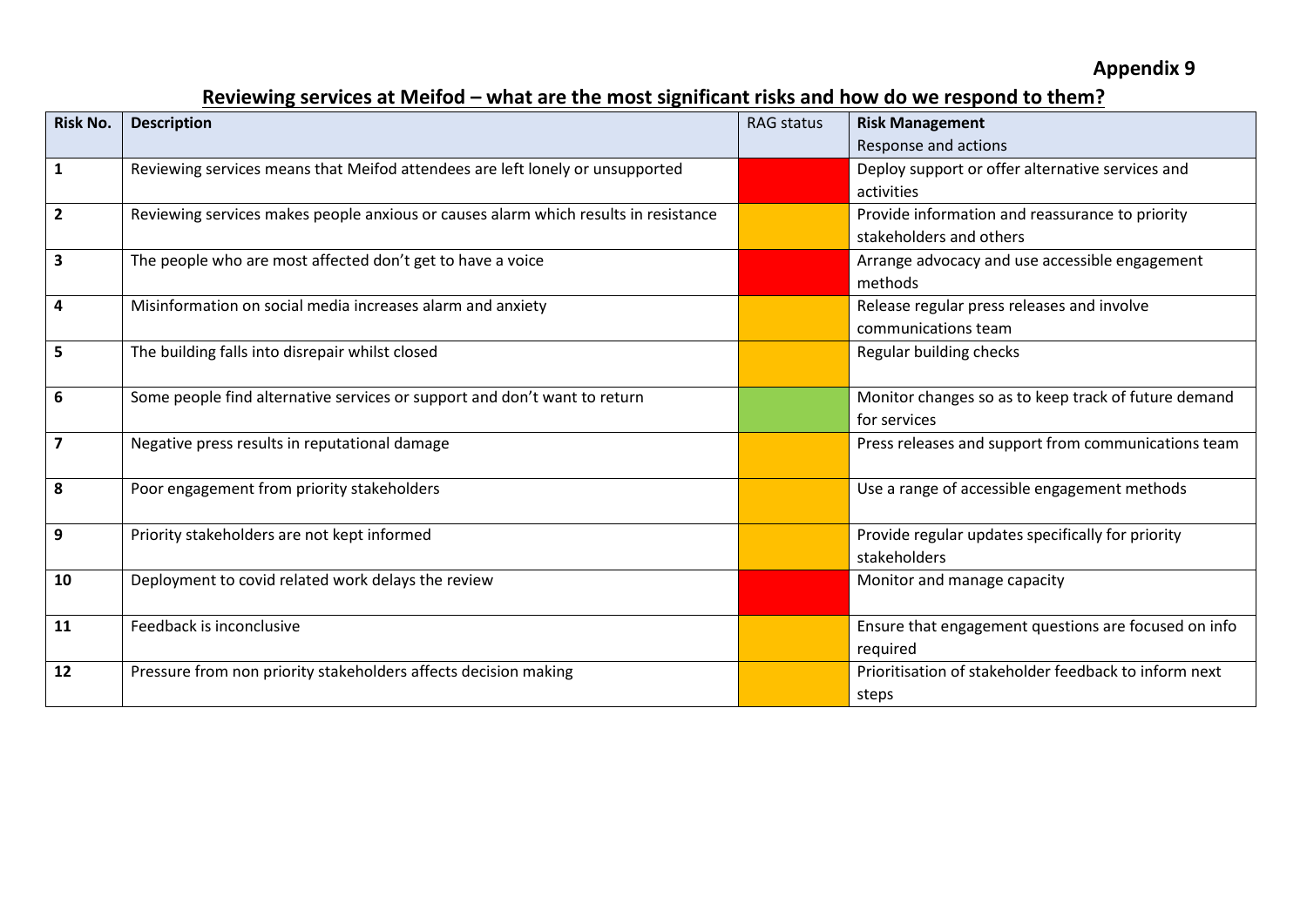**Appendix 9**

## Reviewing services at Meifod – what are the most significant risks and how do we respond to them?

| Risk No. | Description | RAG status | Risk Management<br>Response and actions |
|---|---|---|---|
| 1 | Reviewing services means that Meifod attendees are left lonely or unsupported | Red | Deploy support or offer alternative services and activities |
| 2 | Reviewing services makes people anxious or causes alarm which results in resistance | Amber | Provide information and reassurance to priority stakeholders and others |
| 3 | The people who are most affected don't get to have a voice | Red | Arrange advocacy and use accessible engagement methods |
| 4 | Misinformation on social media increases alarm and anxiety | Amber | Release regular press releases and involve communications team |
| 5 | The building falls into disrepair whilst closed | Amber | Regular building checks |
| 6 | Some people find alternative services or support and don't want to return | Green | Monitor changes so as to keep track of future demand for services |
| 7 | Negative press results in reputational damage | Amber | Press releases and support from communications team |
| 8 | Poor engagement from priority stakeholders | Amber | Use a range of accessible engagement methods |
| 9 | Priority stakeholders are not kept informed | Amber | Provide regular updates specifically for priority stakeholders |
| 10 | Deployment to covid related work delays the review | Red | Monitor and manage capacity |
| 11 | Feedback is inconclusive | Amber | Ensure that engagement questions are focused on info required |
| 12 | Pressure from non priority stakeholders affects decision making | Amber | Prioritisation of stakeholder feedback to inform next steps |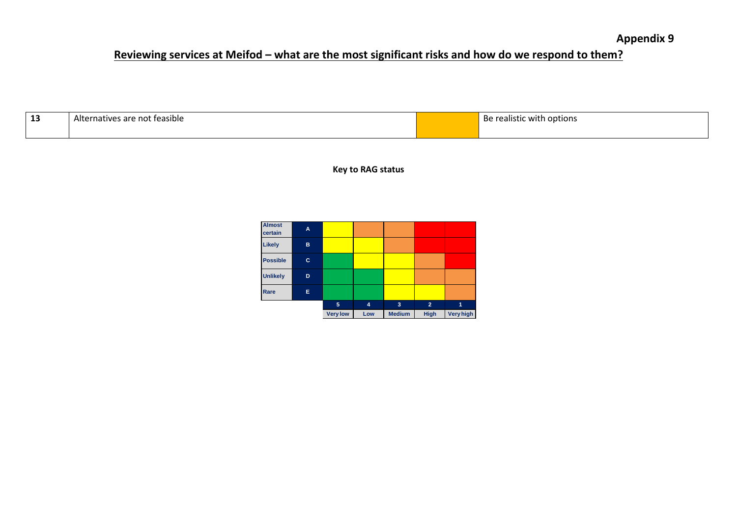**Appendix 9**

## Reviewing services at Meifod – what are the most significant risks and how do we respond to them?

| 13 | Alternatives are not feasible | | Be realistic with options |
|---|---|---|---|

**Key to RAG status**

| | | | | | | |
|---|---|---|---|---|---|---|
| Almost certain | A | | | | | |
| Likely | B | | | | | |
| Possible | C | | | | | |
| Unlikely | D | | | | | |
| Rare | E | | | | | |
| | | 5 | 4 | 3 | 2 | 1 |
| | | Very low | Low | Medium | High | Very high |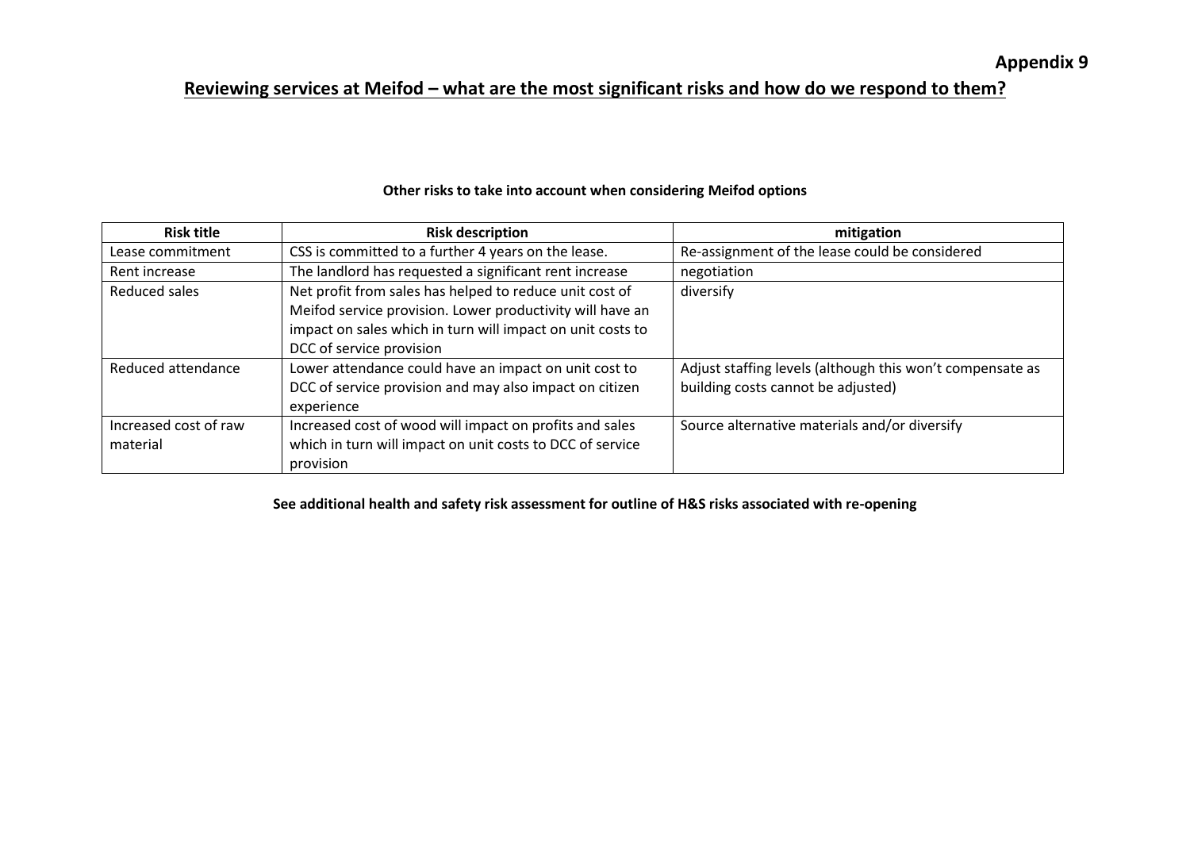**Appendix 9**

## Reviewing services at Meifod – what are the most significant risks and how do we respond to them?

**Other risks to take into account when considering Meifod options**

| Risk title | Risk description | mitigation |
|---|---|---|
| Lease commitment | CSS is committed to a further 4 years on the lease. | Re-assignment of the lease could be considered |
| Rent increase | The landlord has requested a significant rent increase | negotiation |
| Reduced sales | Net profit from sales has helped to reduce unit cost of Meifod service provision. Lower productivity will have an impact on sales which in turn will impact on unit costs to DCC of service provision | diversify |
| Reduced attendance | Lower attendance could have an impact on unit cost to DCC of service provision and may also impact on citizen experience | Adjust staffing levels (although this won't compensate as building costs cannot be adjusted) |
| Increased cost of raw material | Increased cost of wood will impact on profits and sales which in turn will impact on unit costs to DCC of service provision | Source alternative materials and/or diversify |

**See additional health and safety risk assessment for outline of H&S risks associated with re-opening**